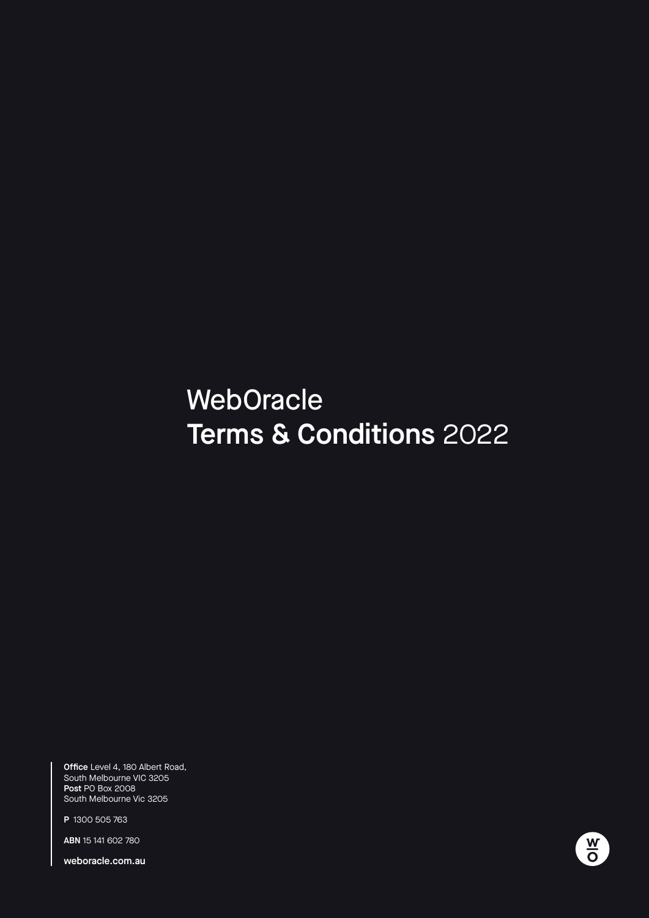# WebOracle
# **Terms & Conditions** 2022

**Office** Level 4, 180 Albert Road,
South Melbourne VIC 3205
**Post** PO Box 2008
South Melbourne Vic 3205

**P** 1300 505 763

**ABN** 15 141 602 780

**weboracle.com.au**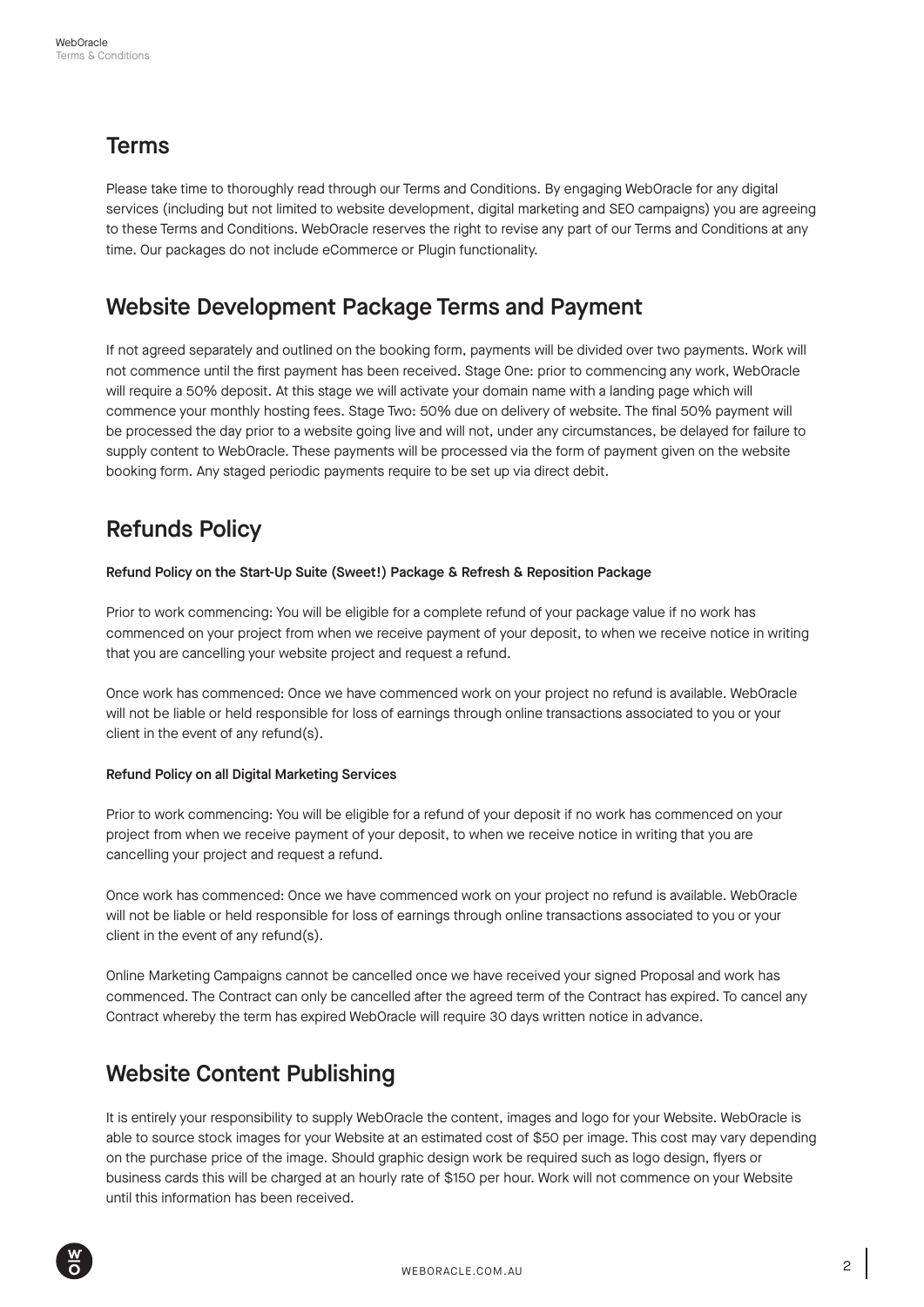## Terms

Please take time to thoroughly read through our Terms and Conditions. By engaging WebOracle for any digital services (including but not limited to website development, digital marketing and SEO campaigns) you are agreeing to these Terms and Conditions. WebOracle reserves the right to revise any part of our Terms and Conditions at any time. Our packages do not include eCommerce or Plugin functionality.

## Website Development Package Terms and Payment

If not agreed separately and outlined on the booking form, payments will be divided over two payments. Work will not commence until the first payment has been received. Stage One: prior to commencing any work, WebOracle will require a 50% deposit. At this stage we will activate your domain name with a landing page which will commence your monthly hosting fees. Stage Two: 50% due on delivery of website. The final 50% payment will be processed the day prior to a website going live and will not, under any circumstances, be delayed for failure to supply content to WebOracle. These payments will be processed via the form of payment given on the website booking form. Any staged periodic payments require to be set up via direct debit.

## Refunds Policy

**Refund Policy on the Start-Up Suite (Sweet!) Package & Refresh & Reposition Package**

Prior to work commencing: You will be eligible for a complete refund of your package value if no work has commenced on your project from when we receive payment of your deposit, to when we receive notice in writing that you are cancelling your website project and request a refund.

Once work has commenced: Once we have commenced work on your project no refund is available. WebOracle will not be liable or held responsible for loss of earnings through online transactions associated to you or your client in the event of any refund(s).

**Refund Policy on all Digital Marketing Services**

Prior to work commencing: You will be eligible for a refund of your deposit if no work has commenced on your project from when we receive payment of your deposit, to when we receive notice in writing that you are cancelling your project and request a refund.

Once work has commenced: Once we have commenced work on your project no refund is available. WebOracle will not be liable or held responsible for loss of earnings through online transactions associated to you or your client in the event of any refund(s).

Online Marketing Campaigns cannot be cancelled once we have received your signed Proposal and work has commenced. The Contract can only be cancelled after the agreed term of the Contract has expired. To cancel any Contract whereby the term has expired WebOracle will require 30 days written notice in advance.

## Website Content Publishing

It is entirely your responsibility to supply WebOracle the content, images and logo for your Website. WebOracle is able to source stock images for your Website at an estimated cost of $50 per image. This cost may vary depending on the purchase price of the image. Should graphic design work be required such as logo design, flyers or business cards this will be charged at an hourly rate of $150 per hour. Work will not commence on your Website until this information has been received.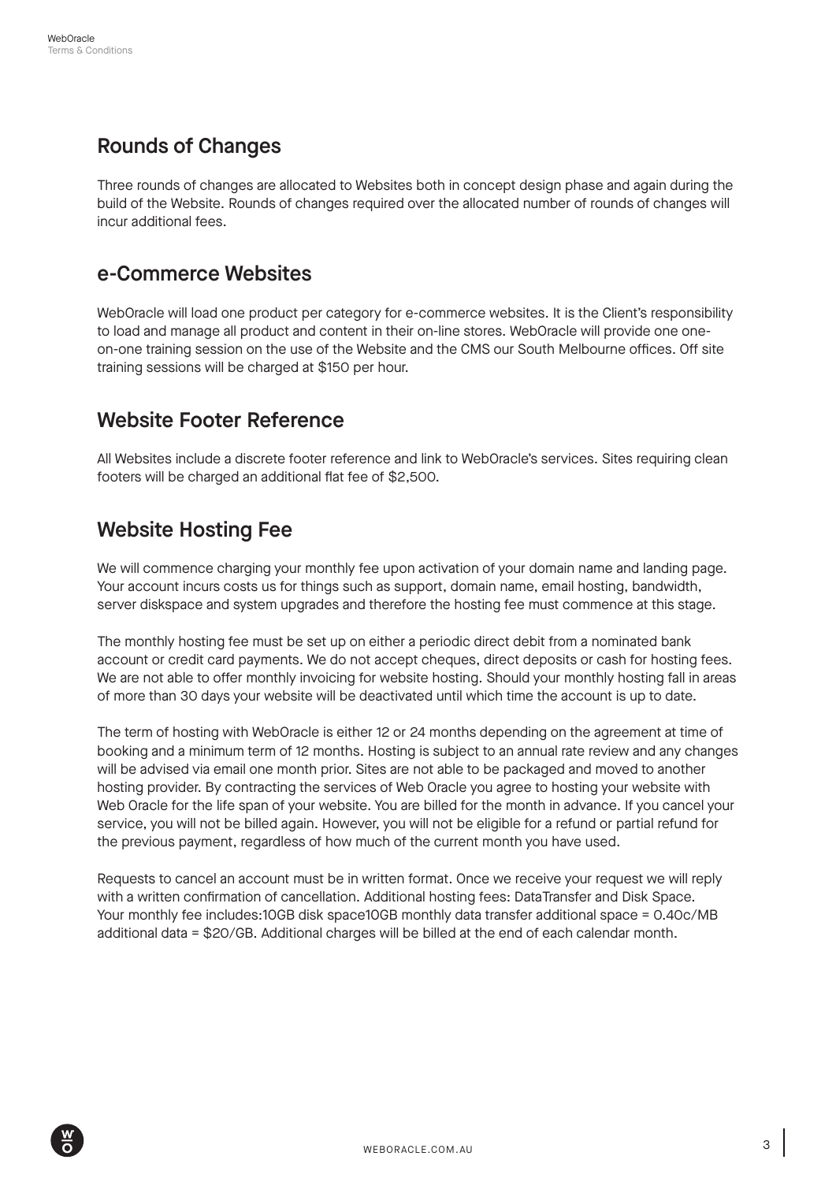## Rounds of Changes

Three rounds of changes are allocated to Websites both in concept design phase and again during the build of the Website. Rounds of changes required over the allocated number of rounds of changes will incur additional fees.

## e-Commerce Websites

WebOracle will load one product per category for e-commerce websites. It is the Client's responsibility to load and manage all product and content in their on-line stores. WebOracle will provide one one-on-one training session on the use of the Website and the CMS our South Melbourne offices. Off site training sessions will be charged at $150 per hour.

## Website Footer Reference

All Websites include a discrete footer reference and link to WebOracle's services. Sites requiring clean footers will be charged an additional flat fee of $2,500.

## Website Hosting Fee

We will commence charging your monthly fee upon activation of your domain name and landing page. Your account incurs costs us for things such as support, domain name, email hosting, bandwidth, server diskspace and system upgrades and therefore the hosting fee must commence at this stage.

The monthly hosting fee must be set up on either a periodic direct debit from a nominated bank account or credit card payments. We do not accept cheques, direct deposits or cash for hosting fees. We are not able to offer monthly invoicing for website hosting. Should your monthly hosting fall in areas of more than 30 days your website will be deactivated until which time the account is up to date.

The term of hosting with WebOracle is either 12 or 24 months depending on the agreement at time of booking and a minimum term of 12 months. Hosting is subject to an annual rate review and any changes will be advised via email one month prior. Sites are not able to be packaged and moved to another hosting provider. By contracting the services of Web Oracle you agree to hosting your website with Web Oracle for the life span of your website. You are billed for the month in advance. If you cancel your service, you will not be billed again. However, you will not be eligible for a refund or partial refund for the previous payment, regardless of how much of the current month you have used.

Requests to cancel an account must be in written format. Once we receive your request we will reply with a written confirmation of cancellation. Additional hosting fees: DataTransfer and Disk Space. Your monthly fee includes:10GB disk space10GB monthly data transfer additional space = 0.40c/MB additional data = $20/GB. Additional charges will be billed at the end of each calendar month.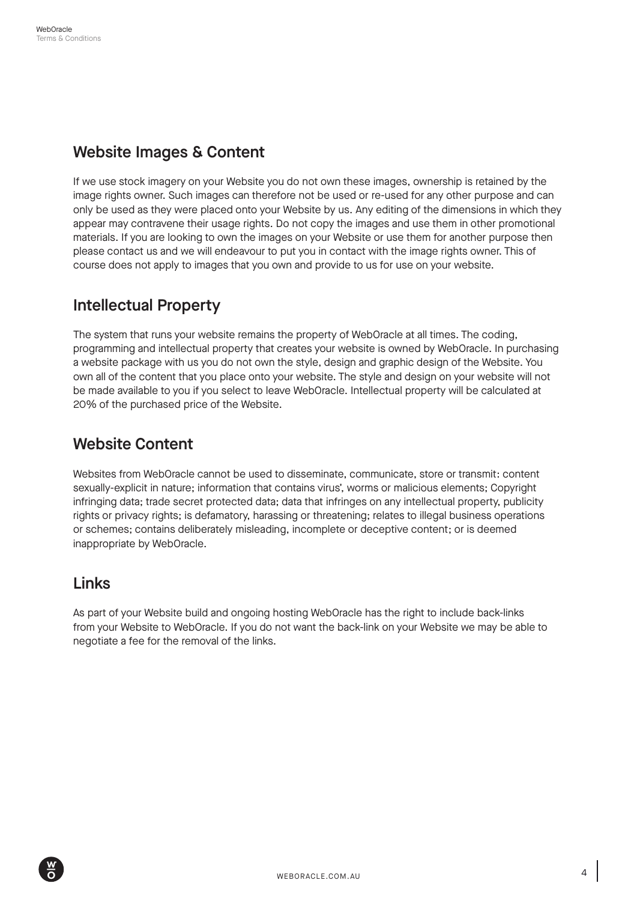## Website Images & Content

If we use stock imagery on your Website you do not own these images, ownership is retained by the image rights owner. Such images can therefore not be used or re-used for any other purpose and can only be used as they were placed onto your Website by us. Any editing of the dimensions in which they appear may contravene their usage rights. Do not copy the images and use them in other promotional materials. If you are looking to own the images on your Website or use them for another purpose then please contact us and we will endeavour to put you in contact with the image rights owner. This of course does not apply to images that you own and provide to us for use on your website.

## Intellectual Property

The system that runs your website remains the property of WebOracle at all times. The coding, programming and intellectual property that creates your website is owned by WebOracle. In purchasing a website package with us you do not own the style, design and graphic design of the Website. You own all of the content that you place onto your website. The style and design on your website will not be made available to you if you select to leave WebOracle. Intellectual property will be calculated at 20% of the purchased price of the Website.

## Website Content

Websites from WebOracle cannot be used to disseminate, communicate, store or transmit: content sexually-explicit in nature; information that contains virus', worms or malicious elements; Copyright infringing data; trade secret protected data; data that infringes on any intellectual property, publicity rights or privacy rights; is defamatory, harassing or threatening; relates to illegal business operations or schemes; contains deliberately misleading, incomplete or deceptive content; or is deemed inappropriate by WebOracle.

## Links

As part of your Website build and ongoing hosting WebOracle has the right to include back-links from your Website to WebOracle. If you do not want the back-link on your Website we may be able to negotiate a fee for the removal of the links.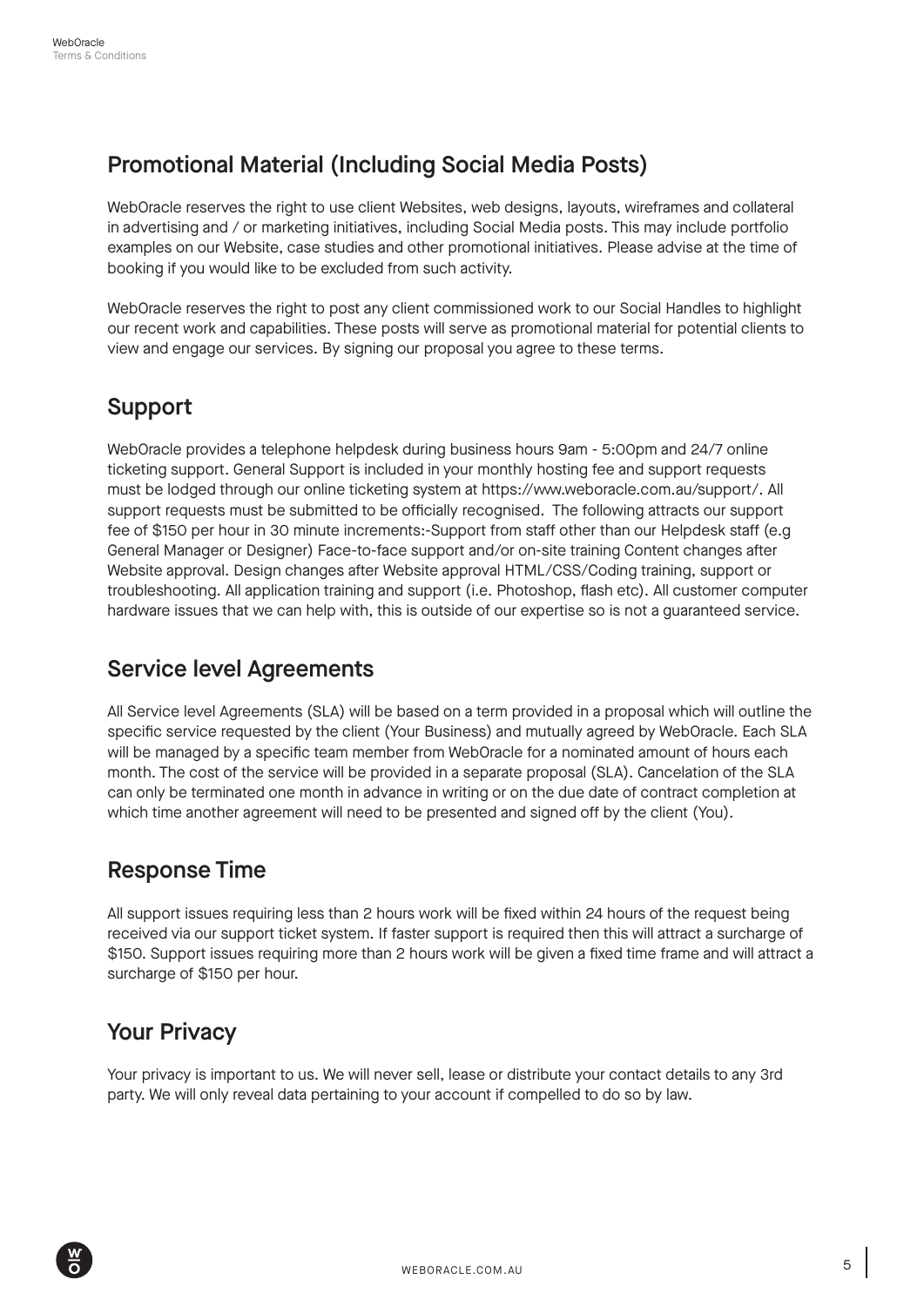## Promotional Material (Including Social Media Posts)

WebOracle reserves the right to use client Websites, web designs, layouts, wireframes and collateral in advertising and / or marketing initiatives, including Social Media posts. This may include portfolio examples on our Website, case studies and other promotional initiatives. Please advise at the time of booking if you would like to be excluded from such activity.

WebOracle reserves the right to post any client commissioned work to our Social Handles to highlight our recent work and capabilities. These posts will serve as promotional material for potential clients to view and engage our services. By signing our proposal you agree to these terms.

## Support

WebOracle provides a telephone helpdesk during business hours 9am - 5:00pm and 24/7 online ticketing support. General Support is included in your monthly hosting fee and support requests must be lodged through our online ticketing system at https://www.weboracle.com.au/support/. All support requests must be submitted to be officially recognised. The following attracts our support fee of $150 per hour in 30 minute increments:-Support from staff other than our Helpdesk staff (e.g General Manager or Designer) Face-to-face support and/or on-site training Content changes after Website approval. Design changes after Website approval HTML/CSS/Coding training, support or troubleshooting. All application training and support (i.e. Photoshop, flash etc). All customer computer hardware issues that we can help with, this is outside of our expertise so is not a guaranteed service.

## Service level Agreements

All Service level Agreements (SLA) will be based on a term provided in a proposal which will outline the specific service requested by the client (Your Business) and mutually agreed by WebOracle. Each SLA will be managed by a specific team member from WebOracle for a nominated amount of hours each month. The cost of the service will be provided in a separate proposal (SLA). Cancelation of the SLA can only be terminated one month in advance in writing or on the due date of contract completion at which time another agreement will need to be presented and signed off by the client (You).

## Response Time

All support issues requiring less than 2 hours work will be fixed within 24 hours of the request being received via our support ticket system. If faster support is required then this will attract a surcharge of $150. Support issues requiring more than 2 hours work will be given a fixed time frame and will attract a surcharge of $150 per hour.

## Your Privacy

Your privacy is important to us. We will never sell, lease or distribute your contact details to any 3rd party. We will only reveal data pertaining to your account if compelled to do so by law.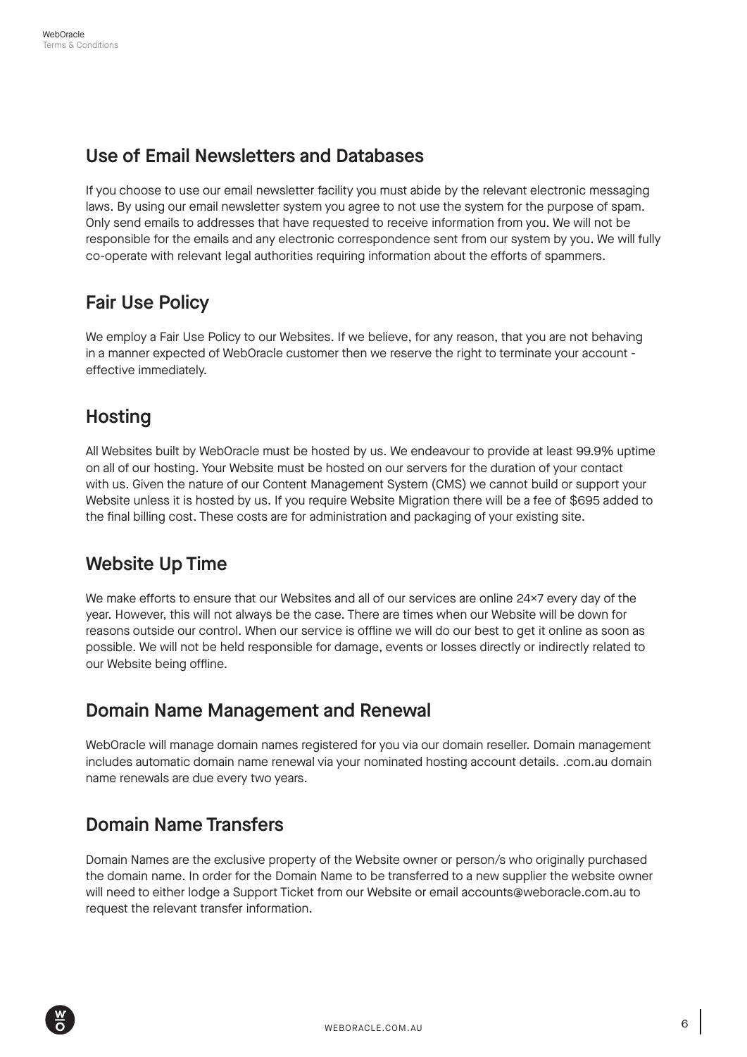## Use of Email Newsletters and Databases

If you choose to use our email newsletter facility you must abide by the relevant electronic messaging laws. By using our email newsletter system you agree to not use the system for the purpose of spam. Only send emails to addresses that have requested to receive information from you. We will not be responsible for the emails and any electronic correspondence sent from our system by you. We will fully co-operate with relevant legal authorities requiring information about the efforts of spammers.

## Fair Use Policy

We employ a Fair Use Policy to our Websites. If we believe, for any reason, that you are not behaving in a manner expected of WebOracle customer then we reserve the right to terminate your account - effective immediately.

## Hosting

All Websites built by WebOracle must be hosted by us. We endeavour to provide at least 99.9% uptime on all of our hosting. Your Website must be hosted on our servers for the duration of your contact with us. Given the nature of our Content Management System (CMS) we cannot build or support your Website unless it is hosted by us. If you require Website Migration there will be a fee of $695 added to the final billing cost. These costs are for administration and packaging of your existing site.

## Website Up Time

We make efforts to ensure that our Websites and all of our services are online 24×7 every day of the year. However, this will not always be the case. There are times when our Website will be down for reasons outside our control. When our service is offline we will do our best to get it online as soon as possible. We will not be held responsible for damage, events or losses directly or indirectly related to our Website being offline.

## Domain Name Management and Renewal

WebOracle will manage domain names registered for you via our domain reseller. Domain management includes automatic domain name renewal via your nominated hosting account details. .com.au domain name renewals are due every two years.

## Domain Name Transfers

Domain Names are the exclusive property of the Website owner or person/s who originally purchased the domain name. In order for the Domain Name to be transferred to a new supplier the website owner will need to either lodge a Support Ticket from our Website or email accounts@weboracle.com.au to request the relevant transfer information.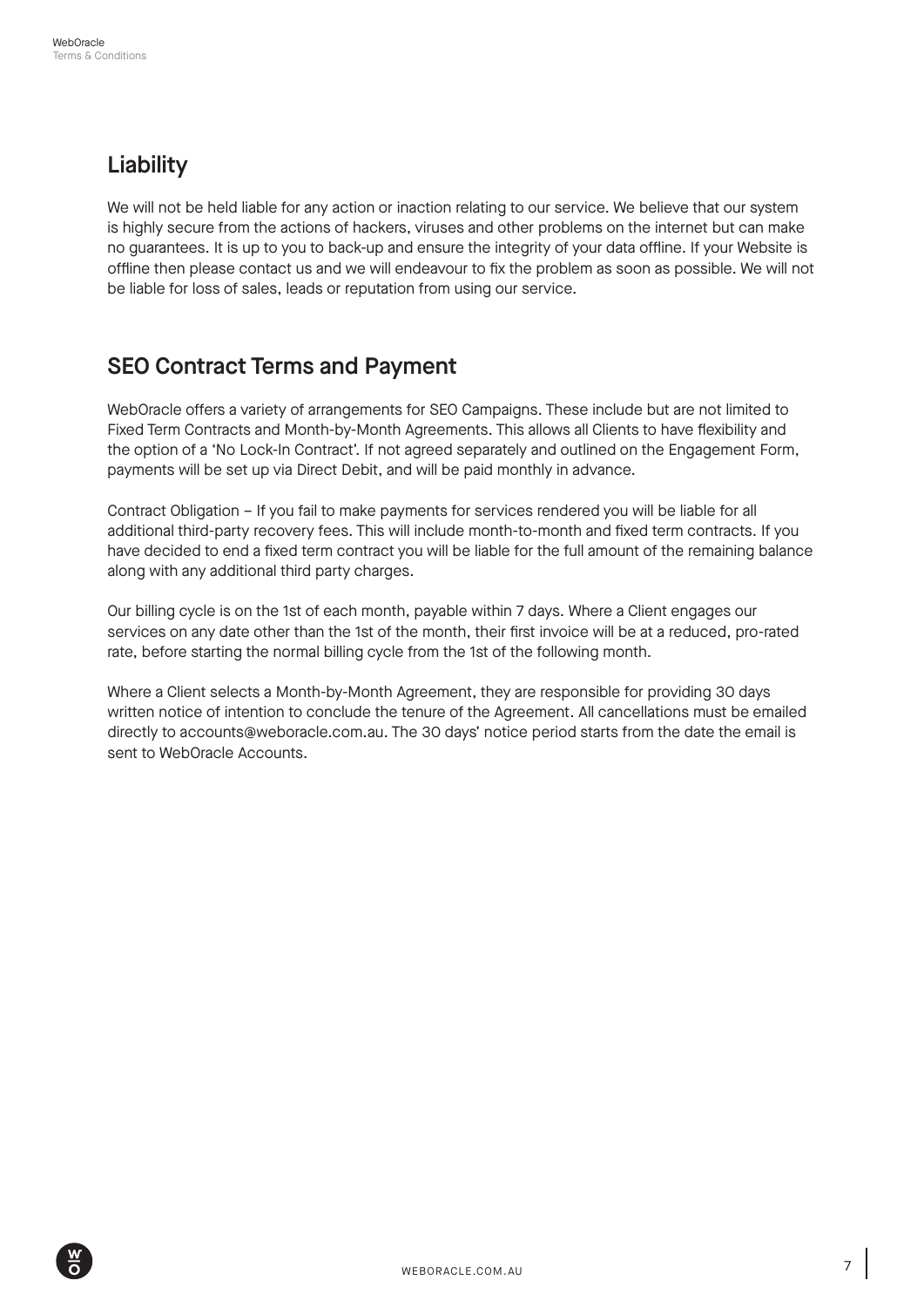## Liability

We will not be held liable for any action or inaction relating to our service. We believe that our system is highly secure from the actions of hackers, viruses and other problems on the internet but can make no guarantees. It is up to you to back-up and ensure the integrity of your data offline. If your Website is offline then please contact us and we will endeavour to fix the problem as soon as possible. We will not be liable for loss of sales, leads or reputation from using our service.

## SEO Contract Terms and Payment

WebOracle offers a variety of arrangements for SEO Campaigns. These include but are not limited to Fixed Term Contracts and Month-by-Month Agreements. This allows all Clients to have flexibility and the option of a 'No Lock-In Contract'. If not agreed separately and outlined on the Engagement Form, payments will be set up via Direct Debit, and will be paid monthly in advance.

Contract Obligation – If you fail to make payments for services rendered you will be liable for all additional third-party recovery fees. This will include month-to-month and fixed term contracts. If you have decided to end a fixed term contract you will be liable for the full amount of the remaining balance along with any additional third party charges.

Our billing cycle is on the 1st of each month, payable within 7 days. Where a Client engages our services on any date other than the 1st of the month, their first invoice will be at a reduced, pro-rated rate, before starting the normal billing cycle from the 1st of the following month.

Where a Client selects a Month-by-Month Agreement, they are responsible for providing 30 days written notice of intention to conclude the tenure of the Agreement. All cancellations must be emailed directly to accounts@weboracle.com.au. The 30 days' notice period starts from the date the email is sent to WebOracle Accounts.